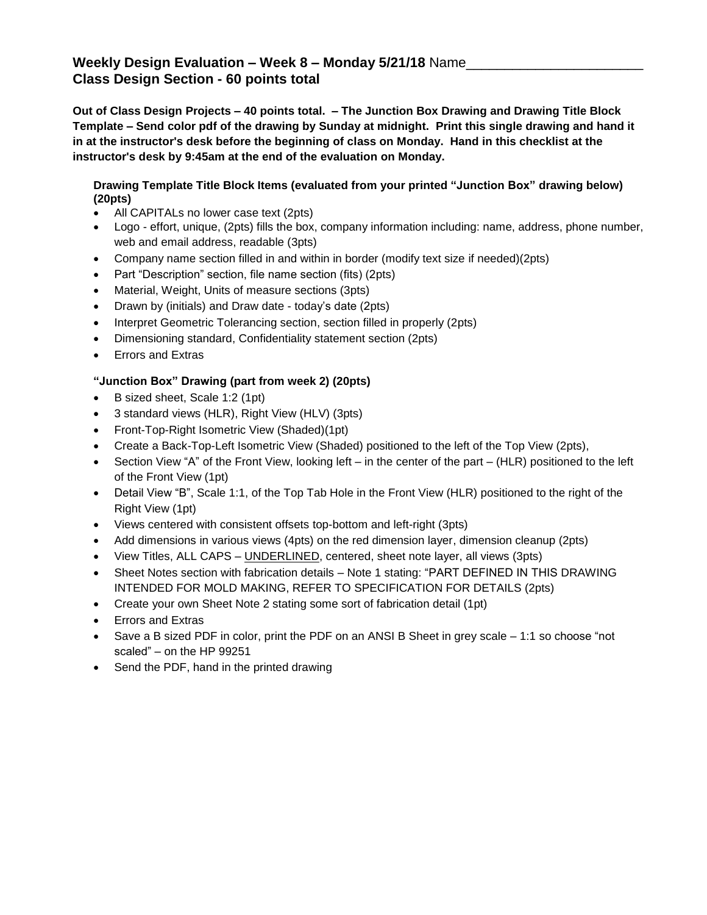**Weekly Design Evaluation – Week 8 – Monday 5/21/18** Name_______________________
**Class Design Section - 60 points total**

**Out of Class Design Projects – 40 points total. – The Junction Box Drawing and Drawing Title Block Template – Send color pdf of the drawing by Sunday at midnight. Print this single drawing and hand it in at the instructor's desk before the beginning of class on Monday. Hand in this checklist at the instructor's desk by 9:45am at the end of the evaluation on Monday.**

**Drawing Template Title Block Items (evaluated from your printed "Junction Box" drawing below) (20pts)**

- All CAPITALs no lower case text (2pts)
- Logo - effort, unique, (2pts) fills the box, company information including: name, address, phone number, web and email address, readable (3pts)
- Company name section filled in and within in border (modify text size if needed)(2pts)
- Part "Description" section, file name section (fits) (2pts)
- Material, Weight, Units of measure sections (3pts)
- Drawn by (initials) and Draw date - today's date (2pts)
- Interpret Geometric Tolerancing section, section filled in properly (2pts)
- Dimensioning standard, Confidentiality statement section (2pts)
- Errors and Extras

**"Junction Box" Drawing (part from week 2) (20pts)**

- B sized sheet, Scale 1:2 (1pt)
- 3 standard views (HLR), Right View (HLV) (3pts)
- Front-Top-Right Isometric View (Shaded)(1pt)
- Create a Back-Top-Left Isometric View (Shaded) positioned to the left of the Top View (2pts),
- Section View "A" of the Front View, looking left – in the center of the part – (HLR) positioned to the left of the Front View (1pt)
- Detail View "B", Scale 1:1, of the Top Tab Hole in the Front View (HLR) positioned to the right of the Right View (1pt)
- Views centered with consistent offsets top-bottom and left-right (3pts)
- Add dimensions in various views (4pts) on the red dimension layer, dimension cleanup (2pts)
- View Titles, ALL CAPS – UNDERLINED, centered, sheet note layer, all views (3pts)
- Sheet Notes section with fabrication details – Note 1 stating: "PART DEFINED IN THIS DRAWING INTENDED FOR MOLD MAKING, REFER TO SPECIFICATION FOR DETAILS (2pts)
- Create your own Sheet Note 2 stating some sort of fabrication detail (1pt)
- Errors and Extras
- Save a B sized PDF in color, print the PDF on an ANSI B Sheet in grey scale – 1:1 so choose "not scaled" – on the HP 99251
- Send the PDF, hand in the printed drawing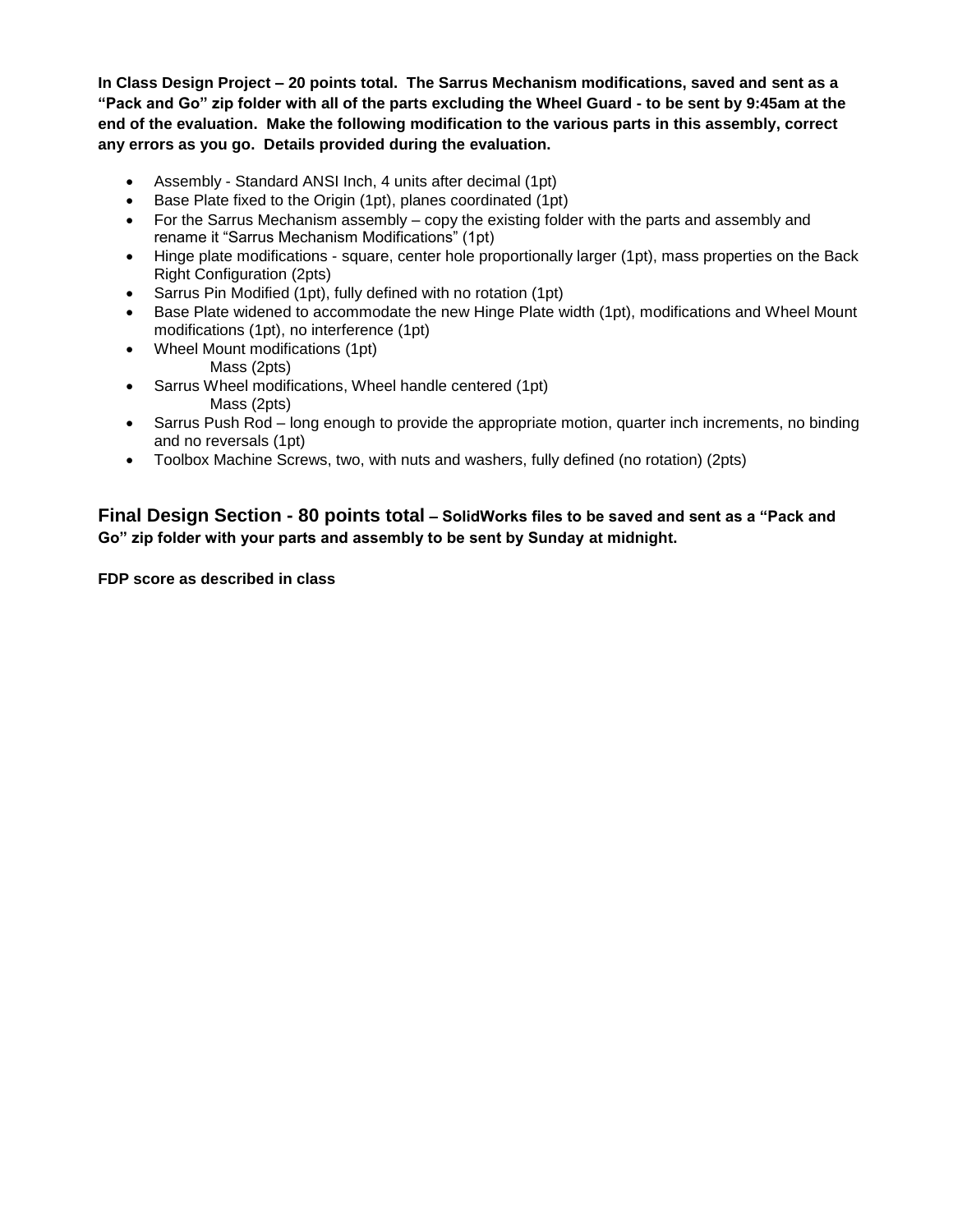**In Class Design Project – 20 points total. The Sarrus Mechanism modifications, saved and sent as a "Pack and Go" zip folder with all of the parts excluding the Wheel Guard - to be sent by 9:45am at the end of the evaluation. Make the following modification to the various parts in this assembly, correct any errors as you go. Details provided during the evaluation.**

- Assembly - Standard ANSI Inch, 4 units after decimal (1pt)
- Base Plate fixed to the Origin (1pt), planes coordinated (1pt)
- For the Sarrus Mechanism assembly – copy the existing folder with the parts and assembly and rename it "Sarrus Mechanism Modifications" (1pt)
- Hinge plate modifications - square, center hole proportionally larger (1pt), mass properties on the Back Right Configuration (2pts)
- Sarrus Pin Modified (1pt), fully defined with no rotation (1pt)
- Base Plate widened to accommodate the new Hinge Plate width (1pt), modifications and Wheel Mount modifications (1pt), no interference (1pt)
- Wheel Mount modifications (1pt)
  - Mass (2pts)
- Sarrus Wheel modifications, Wheel handle centered (1pt)
  - Mass (2pts)
- Sarrus Push Rod – long enough to provide the appropriate motion, quarter inch increments, no binding and no reversals (1pt)
- Toolbox Machine Screws, two, with nuts and washers, fully defined (no rotation) (2pts)

## Final Design Section - 80 points total – SolidWorks files to be saved and sent as a "Pack and Go" zip folder with your parts and assembly to be sent by Sunday at midnight.

**FDP score as described in class**